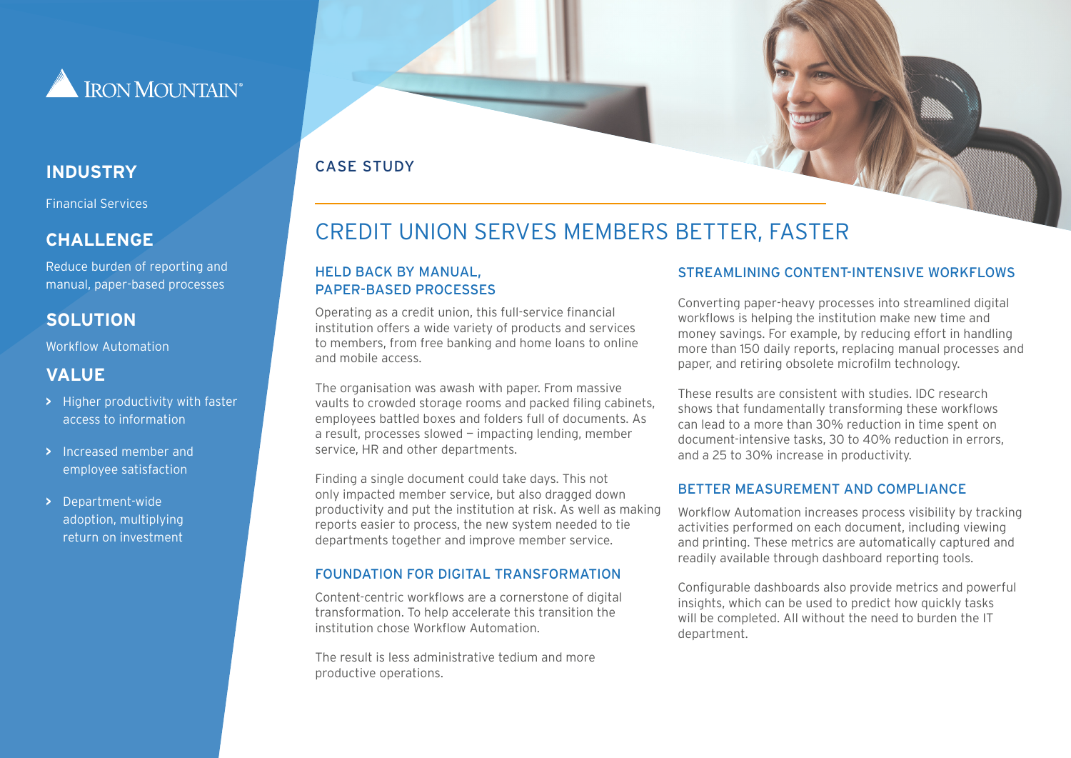Iron Mountain®

## INDUSTRY

Financial Services

## CHALLENGE

Reduce burden of reporting and manual, paper-based processes

## SOLUTION

Workflow Automation

## VALUE

- Higher productivity with faster access to information
- Increased member and employee satisfaction
- Department-wide adoption, multiplying return on investment

CASE STUDY

# CREDIT UNION SERVES MEMBERS BETTER, FASTER

### HELD BACK BY MANUAL, PAPER-BASED PROCESSES

Operating as a credit union, this full-service financial institution offers a wide variety of products and services to members, from free banking and home loans to online and mobile access.

The organisation was awash with paper. From massive vaults to crowded storage rooms and packed filing cabinets, employees battled boxes and folders full of documents. As a result, processes slowed – impacting lending, member service, HR and other departments.

Finding a single document could take days. This not only impacted member service, but also dragged down productivity and put the institution at risk. As well as making reports easier to process, the new system needed to tie departments together and improve member service.

### FOUNDATION FOR DIGITAL TRANSFORMATION

Content-centric workflows are a cornerstone of digital transformation. To help accelerate this transition the institution chose Workflow Automation.

The result is less administrative tedium and more productive operations.

### STREAMLINING CONTENT-INTENSIVE WORKFLOWS

Converting paper-heavy processes into streamlined digital workflows is helping the institution make new time and money savings. For example, by reducing effort in handling more than 150 daily reports, replacing manual processes and paper, and retiring obsolete microfilm technology.

These results are consistent with studies. IDC research shows that fundamentally transforming these workflows can lead to a more than 30% reduction in time spent on document-intensive tasks, 30 to 40% reduction in errors, and a 25 to 30% increase in productivity.

### BETTER MEASUREMENT AND COMPLIANCE

Workflow Automation increases process visibility by tracking activities performed on each document, including viewing and printing. These metrics are automatically captured and readily available through dashboard reporting tools.

Configurable dashboards also provide metrics and powerful insights, which can be used to predict how quickly tasks will be completed. All without the need to burden the IT department.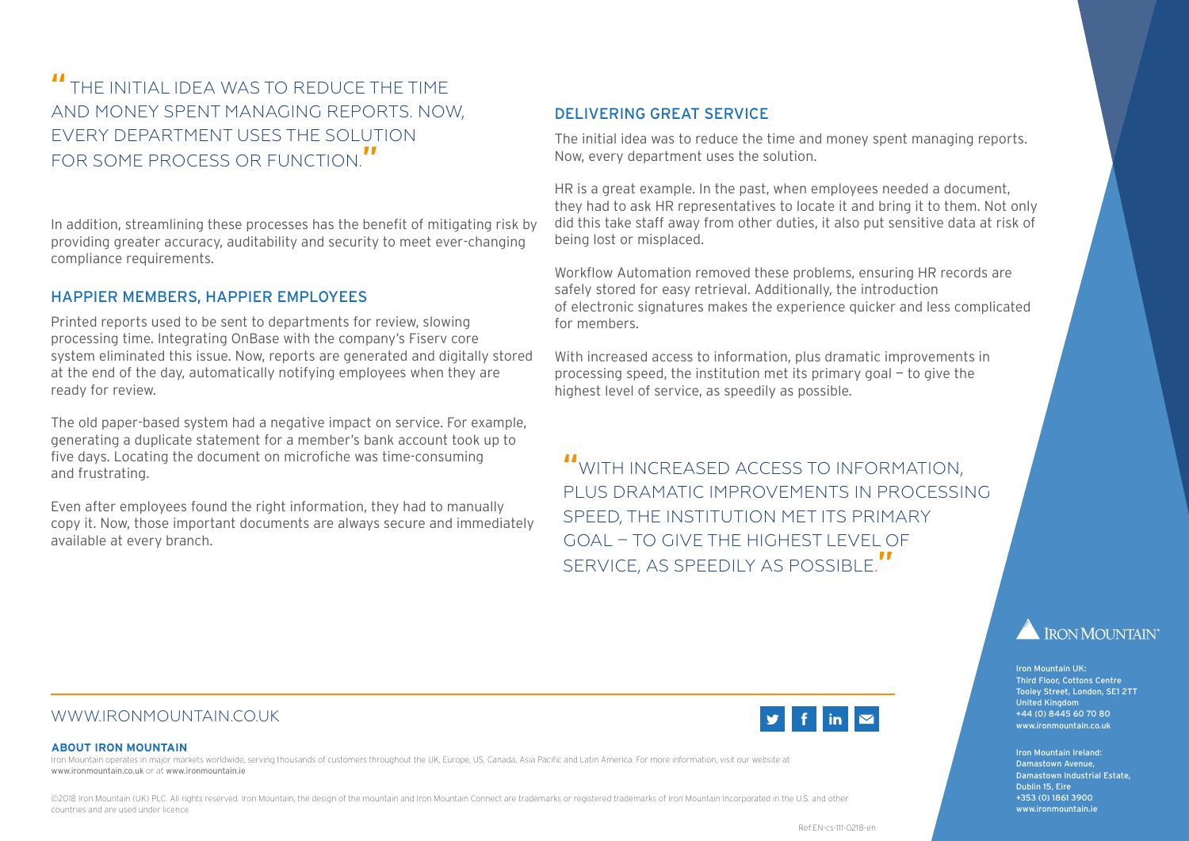"THE INITIAL IDEA WAS TO REDUCE THE TIME AND MONEY SPENT MANAGING REPORTS. NOW, EVERY DEPARTMENT USES THE SOLUTION FOR SOME PROCESS OR FUNCTION."

In addition, streamlining these processes has the benefit of mitigating risk by providing greater accuracy, auditability and security to meet ever-changing compliance requirements.

## HAPPIER MEMBERS, HAPPIER EMPLOYEES

Printed reports used to be sent to departments for review, slowing processing time. Integrating OnBase with the company's Fiserv core system eliminated this issue. Now, reports are generated and digitally stored at the end of the day, automatically notifying employees when they are ready for review.

The old paper-based system had a negative impact on service. For example, generating a duplicate statement for a member's bank account took up to five days. Locating the document on microfiche was time-consuming and frustrating.

Even after employees found the right information, they had to manually copy it. Now, those important documents are always secure and immediately available at every branch.

## DELIVERING GREAT SERVICE

The initial idea was to reduce the time and money spent managing reports. Now, every department uses the solution.

HR is a great example. In the past, when employees needed a document, they had to ask HR representatives to locate it and bring it to them. Not only did this take staff away from other duties, it also put sensitive data at risk of being lost or misplaced.

Workflow Automation removed these problems, ensuring HR records are safely stored for easy retrieval. Additionally, the introduction of electronic signatures makes the experience quicker and less complicated for members.

With increased access to information, plus dramatic improvements in processing speed, the institution met its primary goal — to give the highest level of service, as speedily as possible.

"WITH INCREASED ACCESS TO INFORMATION, PLUS DRAMATIC IMPROVEMENTS IN PROCESSING SPEED, THE INSTITUTION MET ITS PRIMARY GOAL — TO GIVE THE HIGHEST LEVEL OF SERVICE, AS SPEEDILY AS POSSIBLE."

IRON MOUNTAIN®

Iron Mountain UK:
Third Floor, Cottons Centre
Tooley Street, London, SE1 2TT
United Kingdom
+44 (0) 8445 60 70 80
www.ironmountain.co.uk

Iron Mountain Ireland:
Damastown Avenue,
Damastown Industrial Estate,
Dublin 15, Eire
+353 (0) 1861 3900
www.ironmountain.ie

WWW.IRONMOUNTAIN.CO.UK

**ABOUT IRON MOUNTAIN**

Iron Mountain operates in major markets worldwide, serving thousands of customers throughout the UK, Europe, US, Canada, Asia Pacific and Latin America. For more information, visit our website at www.ironmountain.co.uk or at www.ironmountain.ie

©2018 Iron Mountain (UK) PLC. All rights reserved. Iron Mountain, the design of the mountain and Iron Mountain Connect are trademarks or registered trademarks of Iron Mountain Incorporated in the U.S. and other countries and are used under licence.

Ref:EN-cs-111-0218-en